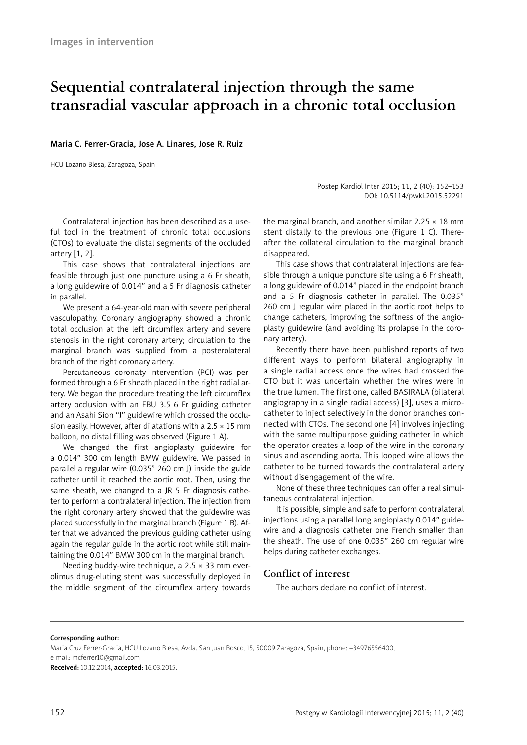Images in intervention

# Sequential contralateral injection through the same transradial vascular approach in a chronic total occlusion

**Maria C. Ferrer-Gracia, Jose A. Linares, Jose R. Ruiz**

HCU Lozano Blesa, Zaragoza, Spain

Postep Kardiol Inter 2015; 11, 2 (40): 152–153
DOI: 10.5114/pwki.2015.52291

Contralateral injection has been described as a useful tool in the treatment of chronic total occlusions (CTOs) to evaluate the distal segments of the occluded artery [1, 2].

This case shows that contralateral injections are feasible through just one puncture using a 6 Fr sheath, a long guidewire of 0.014" and a 5 Fr diagnosis catheter in parallel.

We present a 64-year-old man with severe peripheral vasculopathy. Coronary angiography showed a chronic total occlusion at the left circumflex artery and severe stenosis in the right coronary artery; circulation to the marginal branch was supplied from a posterolateral branch of the right coronary artery.

Percutaneous coronaty intervention (PCI) was performed through a 6 Fr sheath placed in the right radial artery. We began the procedure treating the left circumflex artery occlusion with an EBU 3.5 6 Fr guiding catheter and an Asahi Sion "J" guidewire which crossed the occlusion easily. However, after dilatations with a 2.5 × 15 mm balloon, no distal filling was observed (Figure 1 A).

We changed the first angioplasty guidewire for a 0.014" 300 cm length BMW guidewire. We passed in parallel a regular wire (0.035" 260 cm J) inside the guide catheter until it reached the aortic root. Then, using the same sheath, we changed to a JR 5 Fr diagnosis catheter to perform a contralateral injection. The injection from the right coronary artery showed that the guidewire was placed successfully in the marginal branch (Figure 1 B). After that we advanced the previous guiding catheter using again the regular guide in the aortic root while still maintaining the 0.014" BMW 300 cm in the marginal branch.

Needing buddy-wire technique, a 2.5 × 33 mm everolimus drug-eluting stent was successfully deployed in the middle segment of the circumflex artery towards the marginal branch, and another similar 2.25 × 18 mm stent distally to the previous one (Figure 1 C). Thereafter the collateral circulation to the marginal branch disappeared.

This case shows that contralateral injections are feasible through a unique puncture site using a 6 Fr sheath, a long guidewire of 0.014" placed in the endpoint branch and a 5 Fr diagnosis catheter in parallel. The 0.035" 260 cm J regular wire placed in the aortic root helps to change catheters, improving the softness of the angioplasty guidewire (and avoiding its prolapse in the coronary artery).

Recently there have been published reports of two different ways to perform bilateral angiography in a single radial access once the wires had crossed the CTO but it was uncertain whether the wires were in the true lumen. The first one, called BASIRALA (bilateral angiography in a single radial access) [3], uses a microcatheter to inject selectively in the donor branches connected with CTOs. The second one [4] involves injecting with the same multipurpose guiding catheter in which the operator creates a loop of the wire in the coronary sinus and ascending aorta. This looped wire allows the catheter to be turned towards the contralateral artery without disengagement of the wire.

None of these three techniques can offer a real simultaneous contralateral injection.

It is possible, simple and safe to perform contralateral injections using a parallel long angioplasty 0.014" guidewire and a diagnosis catheter one French smaller than the sheath. The use of one 0.035" 260 cm regular wire helps during catheter exchanges.

## Conflict of interest

The authors declare no conflict of interest.

---

**Corresponding author:**
Maria Cruz Ferrer-Gracia, HCU Lozano Blesa, Avda. San Juan Bosco, 15, 50009 Zaragoza, Spain, phone: +34976556400,
e-mail: mcferrer10@gmail.com
**Received:** 10.12.2014, **accepted:** 16.03.2015.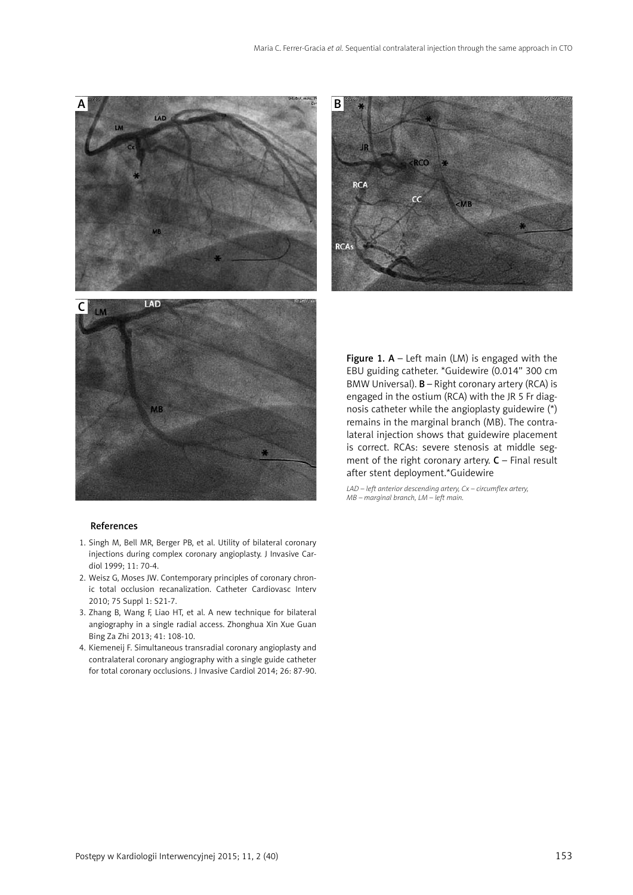Figure 1. **A** – Left main (LM) is engaged with the EBU guiding catheter. *Guidewire (0.014" 300 cm BMW Universal). **B** – Right coronary artery (RCA) is engaged in the ostium (RCA) with the JR 5 Fr diagnosis catheter while the angioplasty guidewire (*) remains in the marginal branch (MB). The contralateral injection shows that guidewire placement is correct. RCAs: severe stenosis at middle segment of the right coronary artery. **C** – Final result after stent deployment.*Guidewire

*LAD – left anterior descending artery, Cx – circumflex artery, MB – marginal branch, LM – left main.*

#### References

1. Singh M, Bell MR, Berger PB, et al. Utility of bilateral coronary injections during complex coronary angioplasty. J Invasive Cardiol 1999; 11: 70-4.
2. Weisz G, Moses JW. Contemporary principles of coronary chronic total occlusion recanalization. Catheter Cardiovasc Interv 2010; 75 Suppl 1: S21-7.
3. Zhang B, Wang F, Liao HT, et al. A new technique for bilateral angiography in a single radial access. Zhonghua Xin Xue Guan Bing Za Zhi 2013; 41: 108-10.
4. Kiemeneij F. Simultaneous transradial coronary angioplasty and contralateral coronary angiography with a single guide catheter for total coronary occlusions. J Invasive Cardiol 2014; 26: 87-90.